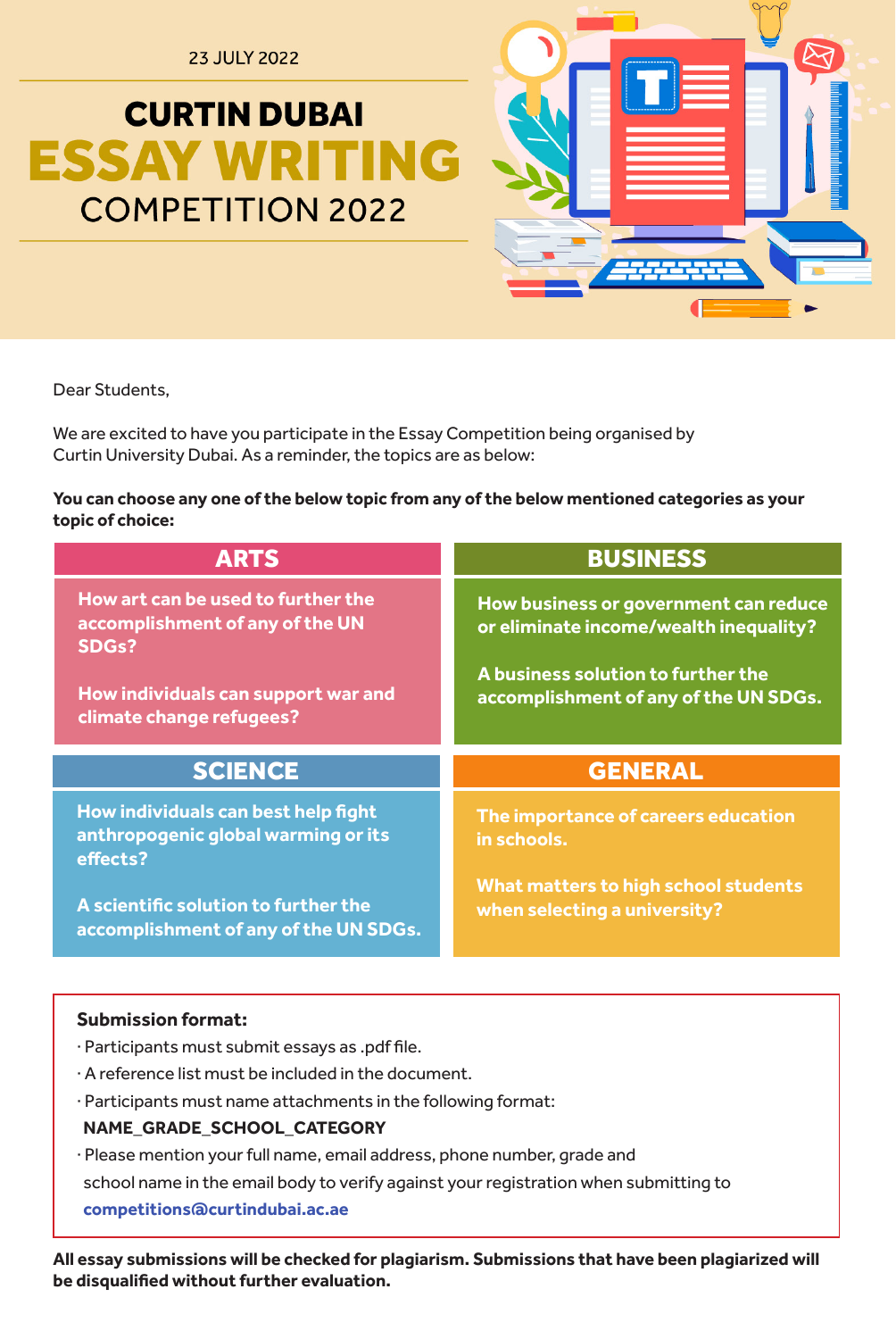23 JULY 2022

# CURTIN DUBAI ESSAY WRITING COMPETITION 2022

Dear Students,

We are excited to have you participate in the Essay Competition being organised by Curtin University Dubai. As a reminder, the topics are as below:

**You can choose any one of the below topic from any of the below mentioned categories as your topic of choice:**

## ARTS

**How art can be used to further the accomplishment of any of the UN SDGs?**

**How individuals can support war and climate change refugees?**

## BUSINESS

**How business or government can reduce or eliminate income/wealth inequality?**

**A business solution to further the accomplishment of any of the UN SDGs.**

## SCIENCE

**How individuals can best help fight anthropogenic global warming or its effects?**

**A scientific solution to further the accomplishment of any of the UN SDGs.**

## GENERAL

**The importance of careers education in schools.**

**What matters to high school students when selecting a university?**

**Submission format:**

- Participants must submit essays as .pdf file.
- A reference list must be included in the document.
- Participants must name attachments in the following format: **NAME_GRADE_SCHOOL_CATEGORY**
- Please mention your full name, email address, phone number, grade and school name in the email body to verify against your registration when submitting to **competitions@curtindubai.ac.ae**

**All essay submissions will be checked for plagiarism. Submissions that have been plagiarized will be disqualified without further evaluation.**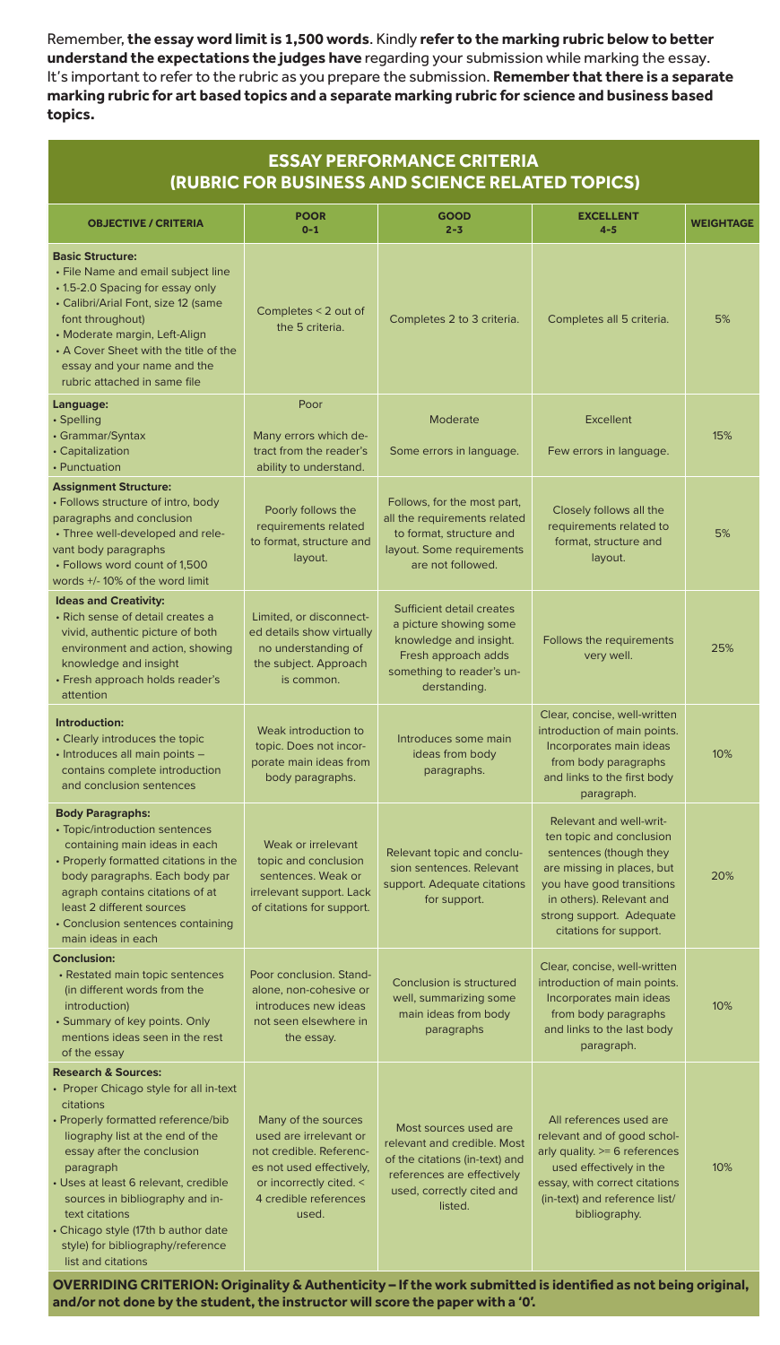Remember, **the essay word limit is 1,500 words**. Kindly **refer to the marking rubric below to better understand the expectations the judges have** regarding your submission while marking the essay. It's important to refer to the rubric as you prepare the submission. **Remember that there is a separate marking rubric for art based topics and a separate marking rubric for science and business based topics.**

## ESSAY PERFORMANCE CRITERIA (RUBRIC FOR BUSINESS AND SCIENCE RELATED TOPICS)

| OBJECTIVE / CRITERIA | POOR 0-1 | GOOD 2-3 | EXCELLENT 4-5 | WEIGHTAGE |
|---|---|---|---|---|
| **Basic Structure:** • File Name and email subject line • 1.5-2.0 Spacing for essay only • Calibri/Arial Font, size 12 (same font throughout) • Moderate margin, Left-Align • A Cover Sheet with the title of the essay and your name and the rubric attached in same file | Completes < 2 out of the 5 criteria. | Completes 2 to 3 criteria. | Completes all 5 criteria. | 5% |
| **Language:** • Spelling • Grammar/Syntax • Capitalization • Punctuation | Poor<br><br>Many errors which detract from the reader's ability to understand. | Moderate<br><br>Some errors in language. | Excellent<br><br>Few errors in language. | 15% |
| **Assignment Structure:** • Follows structure of intro, body paragraphs and conclusion • Three well-developed and relevant body paragraphs • Follows word count of 1,500 words +/- 10% of the word limit | Poorly follows the requirements related to format, structure and layout. | Follows, for the most part, all the requirements related to format, structure and layout. Some requirements are not followed. | Closely follows all the requirements related to format, structure and layout. | 5% |
| **Ideas and Creativity:** • Rich sense of detail creates a vivid, authentic picture of both environment and action, showing knowledge and insight • Fresh approach holds reader's attention | Limited, or disconnected details show virtually no understanding of the subject. Approach is common. | Sufficient detail creates a picture showing some knowledge and insight. Fresh approach adds something to reader's understanding. | Follows the requirements very well. | 25% |
| **Introduction:** • Clearly introduces the topic • Introduces all main points – contains complete introduction and conclusion sentences | Weak introduction to topic. Does not incorporate main ideas from body paragraphs. | Introduces some main ideas from body paragraphs. | Clear, concise, well-written introduction of main points. Incorporates main ideas from body paragraphs and links to the first body paragraph. | 10% |
| **Body Paragraphs:** • Topic/introduction sentences containing main ideas in each • Properly formatted citations in the body paragraphs. Each body paragraph contains citations of at least 2 different sources • Conclusion sentences containing main ideas in each | Weak or irrelevant topic and conclusion sentences. Weak or irrelevant support. Lack of citations for support. | Relevant topic and conclusion sentences. Relevant support. Adequate citations for support. | Relevant and well-written topic and conclusion sentences (though they are missing in places, but you have good transitions in others). Relevant and strong support. Adequate citations for support. | 20% |
| **Conclusion:** • Restated main topic sentences (in different words from the introduction) • Summary of key points. Only mentions ideas seen in the rest of the essay | Poor conclusion. Stand-alone, non-cohesive or introduces new ideas not seen elsewhere in the essay. | Conclusion is structured well, summarizing some main ideas from body paragraphs | Clear, concise, well-written introduction of main points. Incorporates main ideas from body paragraphs and links to the last body paragraph. | 10% |
| **Research & Sources:** • Proper Chicago style for all in-text citations • Properly formatted reference/bibliography list at the end of the essay after the conclusion paragraph • Uses at least 6 relevant, credible sources in bibliography and in-text citations • Chicago style (17th b author date style) for bibliography/reference list and citations | Many of the sources used are irrelevant or not credible. References not used effectively, or incorrectly cited. < 4 credible references used. | Most sources used are relevant and credible. Most of the citations (in-text) and references are effectively used, correctly cited and listed. | All references used are relevant and of good scholarly quality. >= 6 references used effectively in the essay, with correct citations (in-text) and reference list/bibliography. | 10% |

**OVERRIDING CRITERION: Originality & Authenticity – If the work submitted is identified as not being original, and/or not done by the student, the instructor will score the paper with a '0'.**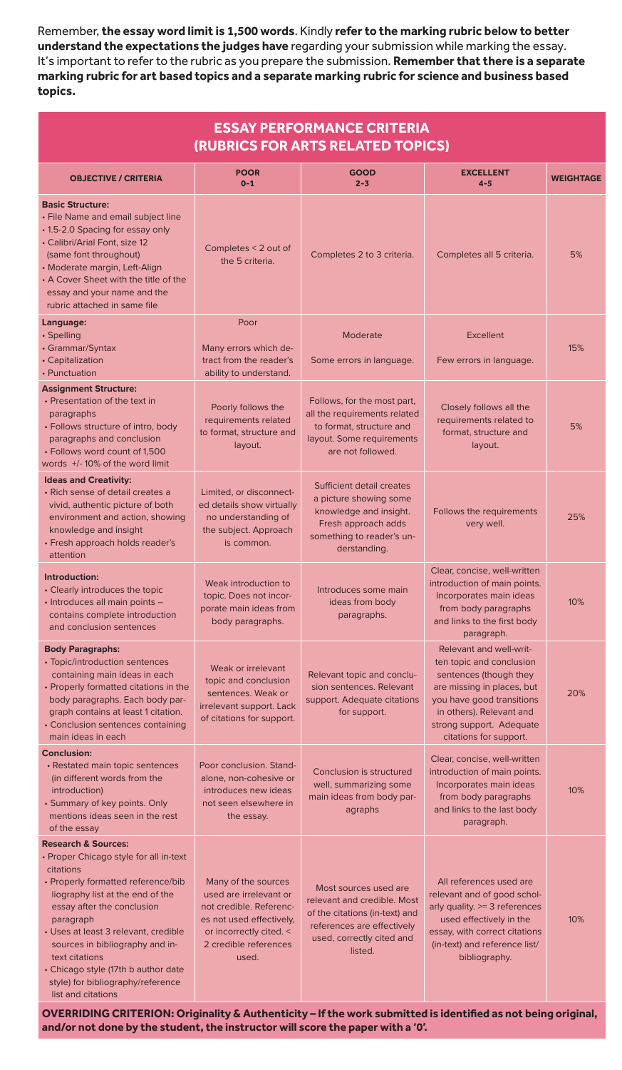Remember, **the essay word limit is 1,500 words**. Kindly **refer to the marking rubric below to better understand the expectations the judges have** regarding your submission while marking the essay. It's important to refer to the rubric as you prepare the submission. **Remember that there is a separate marking rubric for art based topics and a separate marking rubric for science and business based topics.**

## ESSAY PERFORMANCE CRITERIA (RUBRICS FOR ARTS RELATED TOPICS)

| OBJECTIVE / CRITERIA | POOR 0-1 | GOOD 2-3 | EXCELLENT 4-5 | WEIGHTAGE |
|---|---|---|---|---|
| **Basic Structure:** • File Name and email subject line • 1.5-2.0 Spacing for essay only • Calibri/Arial Font, size 12 (same font throughout) • Moderate margin, Left-Align • A Cover Sheet with the title of the essay and your name and the rubric attached in same file | Completes < 2 out of the 5 criteria. | Completes 2 to 3 criteria. | Completes all 5 criteria. | 5% |
| **Language:** • Spelling • Grammar/Syntax • Capitalization • Punctuation | Poor<br>Many errors which detract from the reader's ability to understand. | Moderate<br>Some errors in language. | Excellent<br>Few errors in language. | 15% |
| **Assignment Structure:** • Presentation of the text in paragraphs • Follows structure of intro, body paragraphs and conclusion • Follows word count of 1,500 words +/- 10% of the word limit | Poorly follows the requirements related to format, structure and layout. | Follows, for the most part, all the requirements related to format, structure and layout. Some requirements are not followed. | Closely follows all the requirements related to format, structure and layout. | 5% |
| **Ideas and Creativity:** • Rich sense of detail creates a vivid, authentic picture of both environment and action, showing knowledge and insight • Fresh approach holds reader's attention | Limited, or disconnected details show virtually no understanding of the subject. Approach is common. | Sufficient detail creates a picture showing some knowledge and insight. Fresh approach adds something to reader's understanding. | Follows the requirements very well. | 25% |
| **Introduction:** • Clearly introduces the topic • Introduces all main points – contains complete introduction and conclusion sentences | Weak introduction to topic. Does not incorporate main ideas from body paragraphs. | Introduces some main ideas from body paragraphs. | Clear, concise, well-written introduction of main points. Incorporates main ideas from body paragraphs and links to the first body paragraph. | 10% |
| **Body Paragraphs:** • Topic/introduction sentences containing main ideas in each • Properly formatted citations in the body paragraphs. Each body paragraph contains at least 1 citation. • Conclusion sentences containing main ideas in each | Weak or irrelevant topic and conclusion sentences. Weak or irrelevant support. Lack of citations for support. | Relevant topic and conclusion sentences. Relevant support. Adequate citations for support. | Relevant and well-written topic and conclusion sentences (though they are missing in places, but you have good transitions in others). Relevant and strong support. Adequate citations for support. | 20% |
| **Conclusion:** • Restated main topic sentences (in different words from the introduction) • Summary of key points. Only mentions ideas seen in the rest of the essay | Poor conclusion. Stand-alone, non-cohesive or introduces new ideas not seen elsewhere in the essay. | Conclusion is structured well, summarizing some main ideas from body paragraphs | Clear, concise, well-written introduction of main points. Incorporates main ideas from body paragraphs and links to the last body paragraph. | 10% |
| **Research & Sources:** • Proper Chicago style for all in-text citations • Properly formatted reference/bibliography list at the end of the essay after the conclusion paragraph • Uses at least 3 relevant, credible sources in bibliography and in-text citations • Chicago style (17th b author date style) for bibliography/reference list and citations | Many of the sources used are irrelevant or not credible. References not used effectively, or incorrectly cited. < 2 credible references used. | Most sources used are relevant and credible. Most of the citations (in-text) and references are effectively used, correctly cited and listed. | All references used are relevant and of good scholarly quality. >= 3 references used effectively in the essay, with correct citations (in-text) and reference list/ bibliography. | 10% |

**OVERRIDING CRITERION: Originality & Authenticity – If the work submitted is identified as not being original, and/or not done by the student, the instructor will score the paper with a '0'.**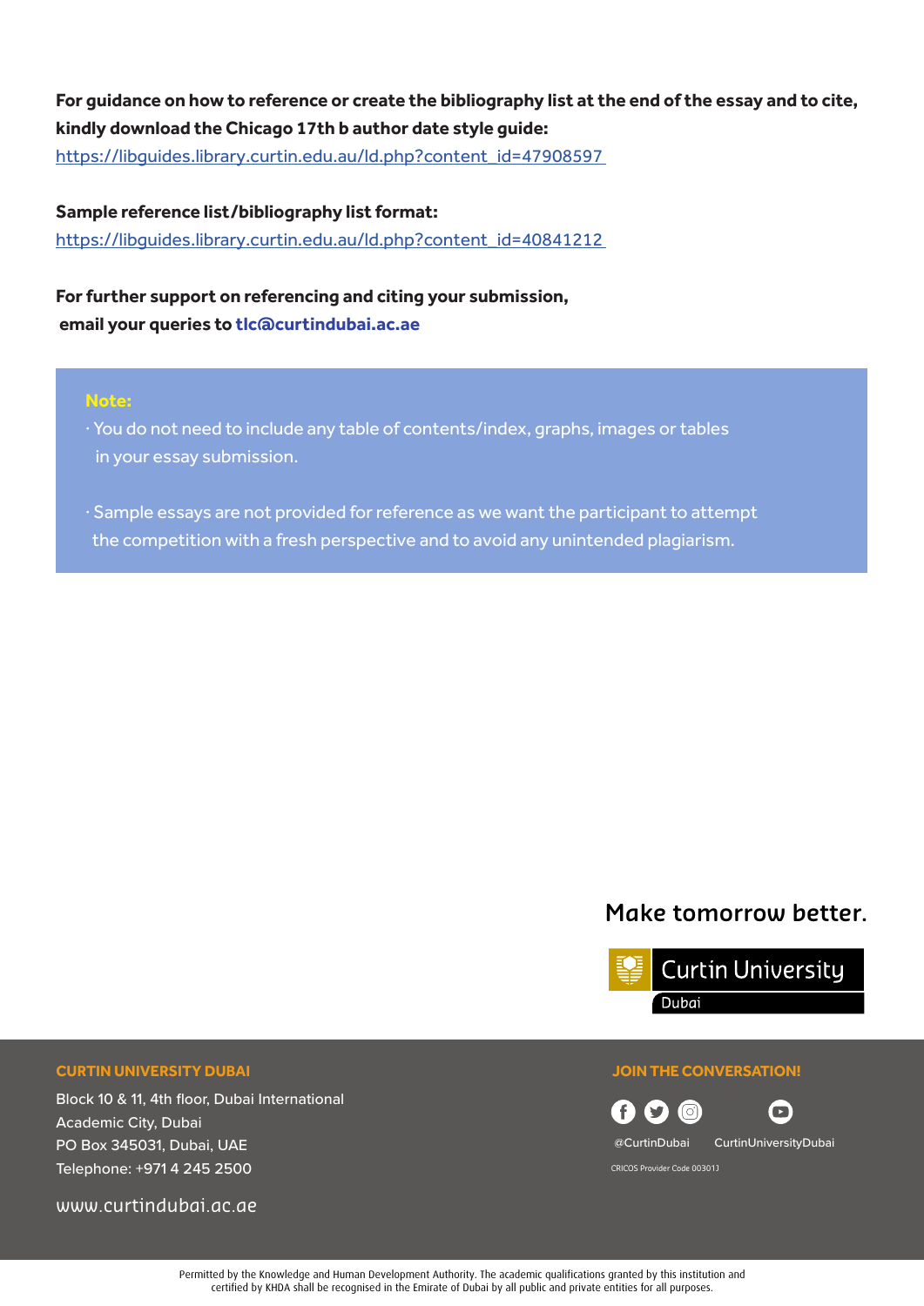**For guidance on how to reference or create the bibliography list at the end of the essay and to cite, kindly download the Chicago 17th b author date style guide:**
https://libguides.library.curtin.edu.au/ld.php?content_id=47908597

**Sample reference list/bibliography list format:**
https://libguides.library.curtin.edu.au/ld.php?content_id=40841212

**For further support on referencing and citing your submission, email your queries to tlc@curtindubai.ac.ae**

**Note:**

- You do not need to include any table of contents/index, graphs, images or tables in your essay submission.
- Sample essays are not provided for reference as we want the participant to attempt the competition with a fresh perspective and to avoid any unintended plagiarism.

Make tomorrow better.

Curtin University Dubai

**CURTIN UNIVERSITY DUBAI**

Block 10 & 11, 4th floor, Dubai International Academic City, Dubai
PO Box 345031, Dubai, UAE
Telephone: +971 4 245 2500

www.curtindubai.ac.ae

**JOIN THE CONVERSATION!**

@CurtinDubai CurtinUniversityDubai

CRICOS Provider Code 00301J

Permitted by the Knowledge and Human Development Authority. The academic qualifications granted by this institution and certified by KHDA shall be recognised in the Emirate of Dubai by all public and private entities for all purposes.